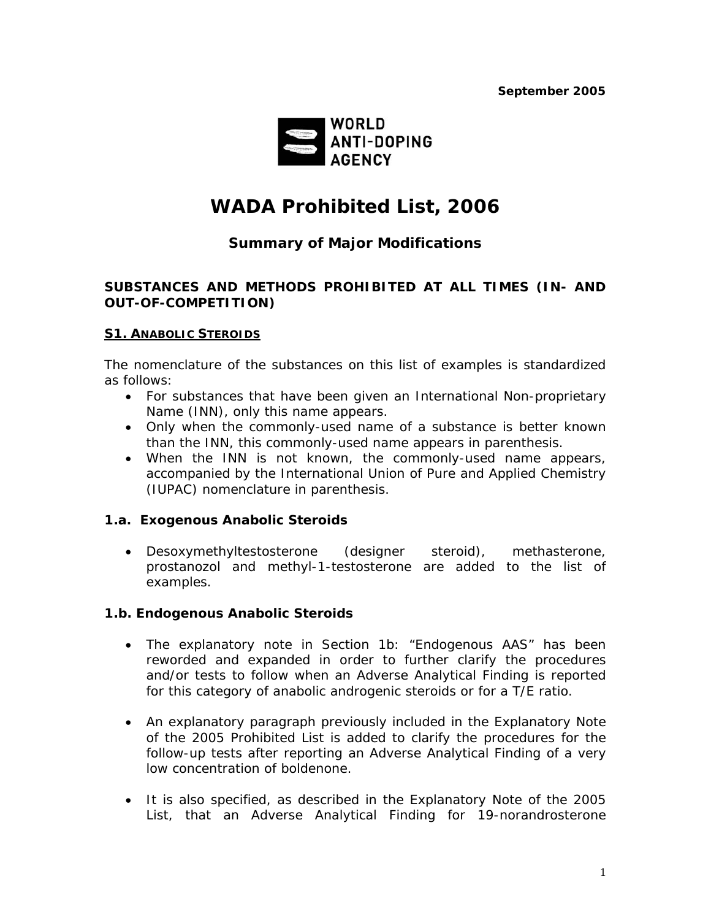September 2005

WORLD ANTI-DOPING AGENCY

# WADA Prohibited List, 2006

## Summary of Major Modifications

### SUBSTANCES AND METHODS PROHIBITED AT ALL TIMES (IN- AND OUT-OF-COMPETITION)

#### S1. ANABOLIC STEROIDS

The nomenclature of the substances on this list of examples is standardized as follows:

- For substances that have been given an International Non-proprietary Name (INN), only this name appears.
- Only when the commonly-used name of a substance is better known than the INN, this commonly-used name appears in parenthesis.
- When the INN is not known, the commonly-used name appears, accompanied by the International Union of Pure and Applied Chemistry (IUPAC) nomenclature in parenthesis.

#### 1.a. Exogenous Anabolic Steroids

- Desoxymethyltestosterone (designer steroid), methasterone, prostanozol and methyl-1-testosterone are added to the list of examples.

#### 1.b. Endogenous Anabolic Steroids

- The explanatory note in Section 1b: "Endogenous AAS" has been reworded and expanded in order to further clarify the procedures and/or tests to follow when an Adverse Analytical Finding is reported for this category of anabolic androgenic steroids or for a T/E ratio.

- An explanatory paragraph previously included in the Explanatory Note of the 2005 Prohibited List is added to clarify the procedures for the follow-up tests after reporting an Adverse Analytical Finding of a very low concentration of boldenone.

- It is also specified, as described in the Explanatory Note of the 2005 List, that an Adverse Analytical Finding for 19-norandrosterone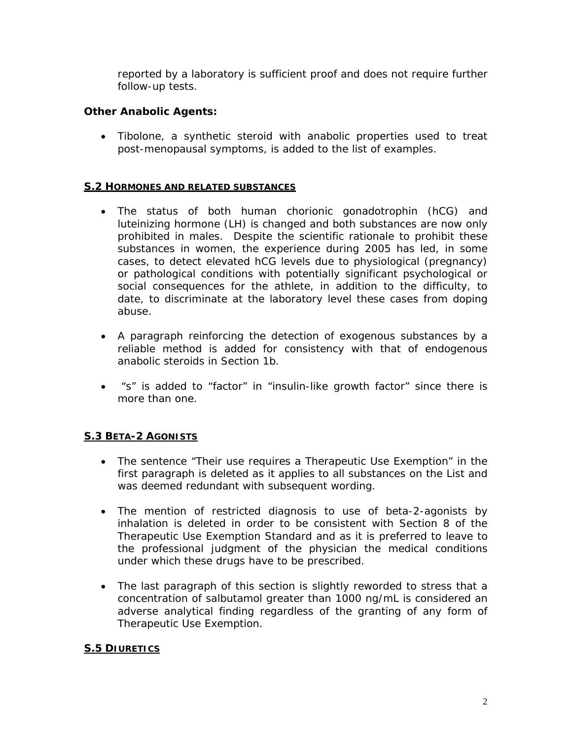reported by a laboratory is sufficient proof and does not require further follow-up tests.

**Other Anabolic Agents:**

- Tibolone, a synthetic steroid with anabolic properties used to treat post-menopausal symptoms, is added to the list of examples.

## S.2 HORMONES AND RELATED SUBSTANCES

- The status of both human chorionic gonadotrophin (hCG) and luteinizing hormone (LH) is changed and both substances are now only prohibited in males. Despite the scientific rationale to prohibit these substances in women, the experience during 2005 has led, in some cases, to detect elevated hCG levels due to physiological (pregnancy) or pathological conditions with potentially significant psychological or social consequences for the athlete, in addition to the difficulty, to date, to discriminate at the laboratory level these cases from doping abuse.
- A paragraph reinforcing the detection of exogenous substances by a reliable method is added for consistency with that of endogenous anabolic steroids in Section 1b.
- "s" is added to "factor" in "insulin-like growth factor" since there is more than one.

## S.3 BETA-2 AGONISTS

- The sentence "Their use requires a Therapeutic Use Exemption" in the first paragraph is deleted as it applies to all substances on the List and was deemed redundant with subsequent wording.
- The mention of restricted diagnosis to use of beta-2-agonists by inhalation is deleted in order to be consistent with Section 8 of the Therapeutic Use Exemption Standard and as it is preferred to leave to the professional judgment of the physician the medical conditions under which these drugs have to be prescribed.
- The last paragraph of this section is slightly reworded to stress that a concentration of salbutamol greater than 1000 ng/mL is considered an adverse analytical finding regardless of the granting of any form of Therapeutic Use Exemption.

## S.5 DIURETICS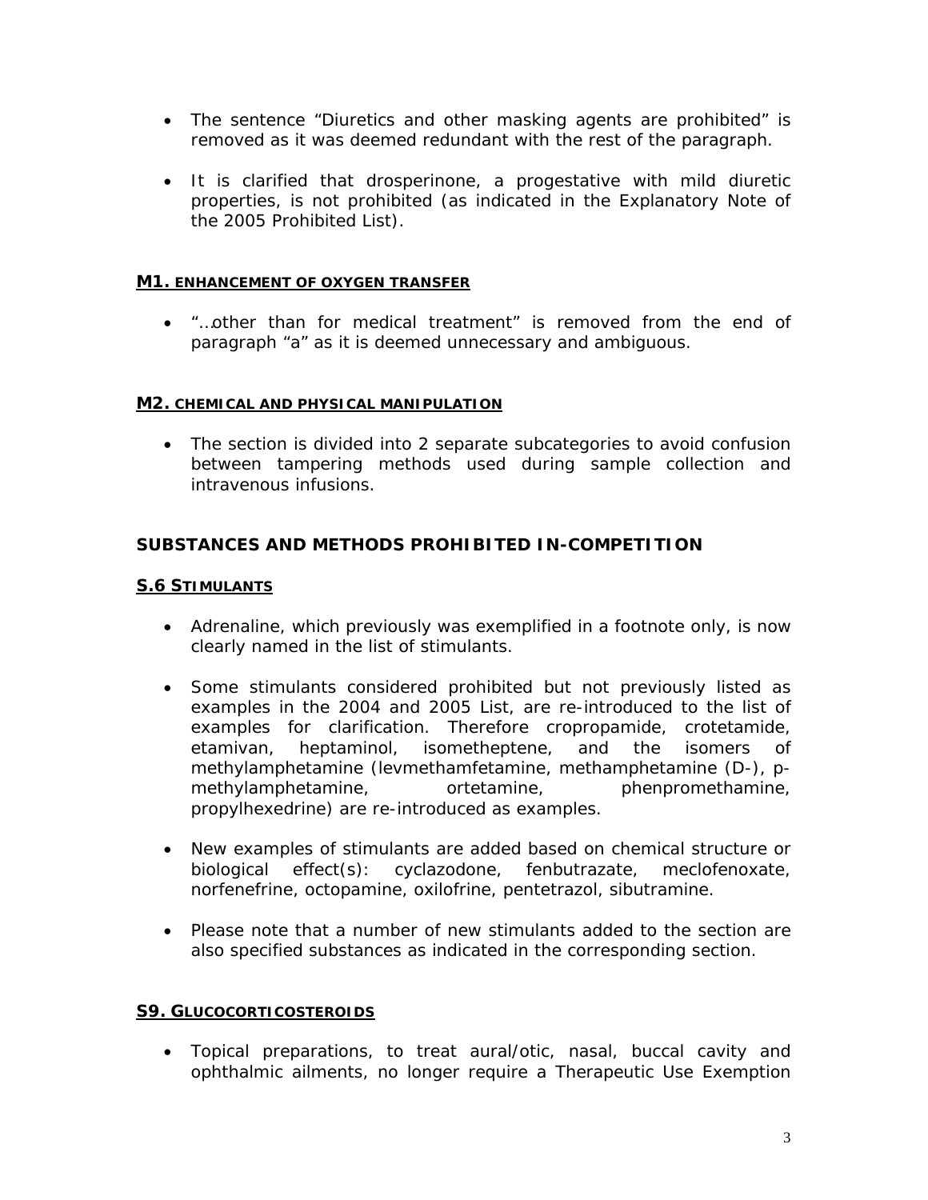- The sentence "Diuretics and other masking agents are prohibited" is removed as it was deemed redundant with the rest of the paragraph.

- It is clarified that drosperinone, a progestative with mild diuretic properties, is not prohibited (as indicated in the Explanatory Note of the 2005 Prohibited List).

#### M1. ENHANCEMENT OF OXYGEN TRANSFER

- "…other than for medical treatment" is removed from the end of paragraph "a" as it is deemed unnecessary and ambiguous.

#### M2. CHEMICAL AND PHYSICAL MANIPULATION

- The section is divided into 2 separate subcategories to avoid confusion between tampering methods used during sample collection and intravenous infusions.

### SUBSTANCES AND METHODS PROHIBITED IN-COMPETITION

#### S.6 STIMULANTS

- Adrenaline, which previously was exemplified in a footnote only, is now clearly named in the list of stimulants.

- Some stimulants considered prohibited but not previously listed as examples in the 2004 and 2005 List, are re-introduced to the list of examples for clarification. Therefore cropropamide, crotetamide, etamivan, heptaminol, isometheptene, and the isomers of methylamphetamine (levmethamfetamine, methamphetamine (D-), p-methylamphetamine, ortetamine, phenpromethamine, propylhexedrine) are re-introduced as examples.

- New examples of stimulants are added based on chemical structure or biological effect(s): cyclazodone, fenbutrazate, meclofenoxate, norfenefrine, octopamine, oxilofrine, pentetrazol, sibutramine.

- Please note that a number of new stimulants added to the section are also specified substances as indicated in the corresponding section.

#### S9. GLUCOCORTICOSTEROIDS

- Topical preparations, to treat aural/otic, nasal, buccal cavity and ophthalmic ailments, no longer require a Therapeutic Use Exemption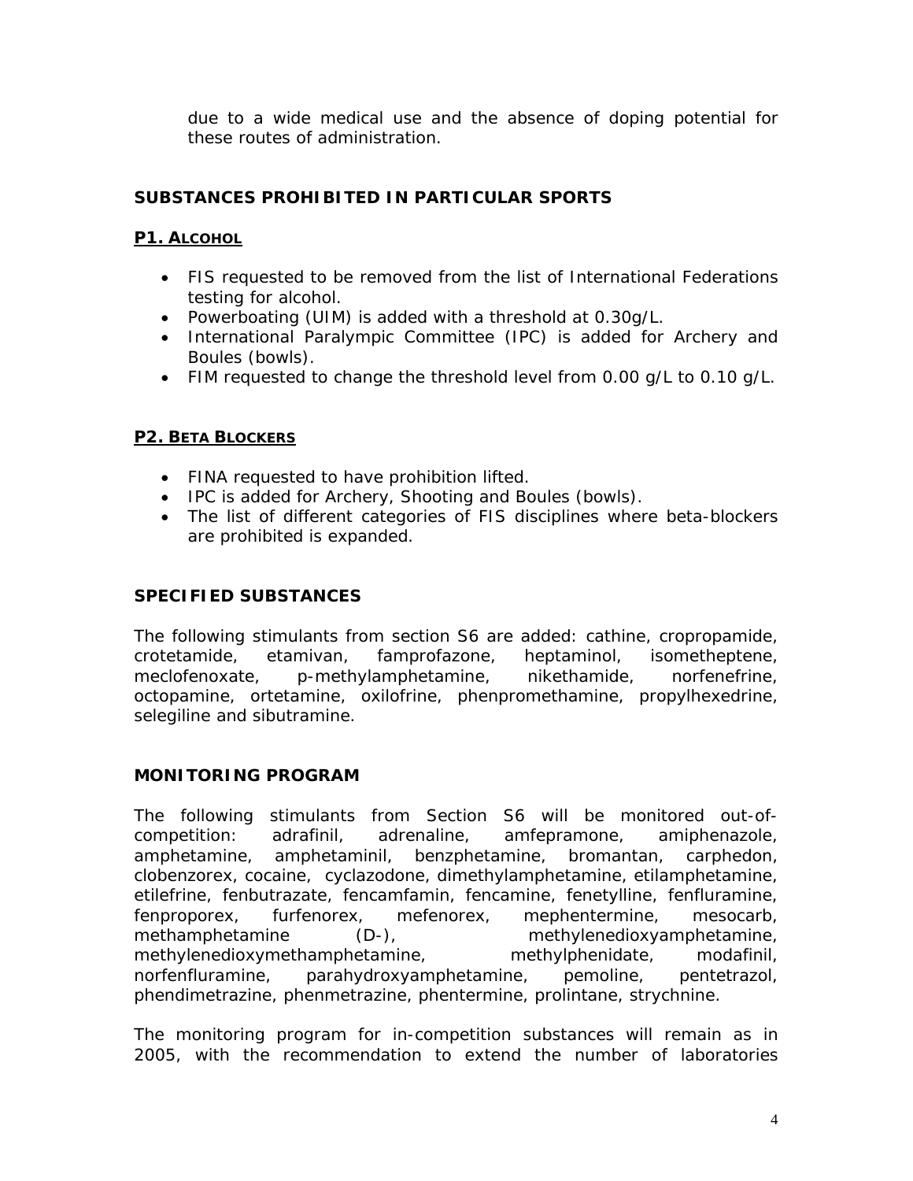due to a wide medical use and the absence of doping potential for these routes of administration.

## SUBSTANCES PROHIBITED IN PARTICULAR SPORTS

### P1. ALCOHOL

- FIS requested to be removed from the list of International Federations testing for alcohol.
- Powerboating (UIM) is added with a threshold at 0.30g/L.
- International Paralympic Committee (IPC) is added for Archery and Boules (bowls).
- FIM requested to change the threshold level from 0.00 g/L to 0.10 g/L.

### P2. BETA BLOCKERS

- FINA requested to have prohibition lifted.
- IPC is added for Archery, Shooting and Boules (bowls).
- The list of different categories of FIS disciplines where beta-blockers are prohibited is expanded.

## SPECIFIED SUBSTANCES

The following stimulants from section S6 are added: cathine, cropropamide, crotetamide, etamivan, famprofazone, heptaminol, isometheptene, meclofenoxate, p-methylamphetamine, nikethamide, norfenefrine, octopamine, ortetamine, oxilofrine, phenpromethamine, propylhexedrine, selegiline and sibutramine.

## MONITORING PROGRAM

The following stimulants from Section S6 will be monitored out-of-competition: adrafinil, adrenaline, amfepramone, amiphenazole, amphetamine, amphetaminil, benzphetamine, bromantan, carphedon, clobenzorex, cocaine, cyclazodone, dimethylamphetamine, etilamphetamine, etilefrine, fenbutrazate, fencamfamin, fencamine, fenetylline, fenfluramine, fenproporex, furfenorex, mefenorex, mephentermine, mesocarb, methamphetamine (D-), methylenedioxyamphetamine, methylenedioxymethamphetamine, methylphenidate, modafinil, norfenfluramine, parahydroxyamphetamine, pemoline, pentetrazol, phendimetrazine, phenmetrazine, phentermine, prolintane, strychnine.

The monitoring program for in-competition substances will remain as in 2005, with the recommendation to extend the number of laboratories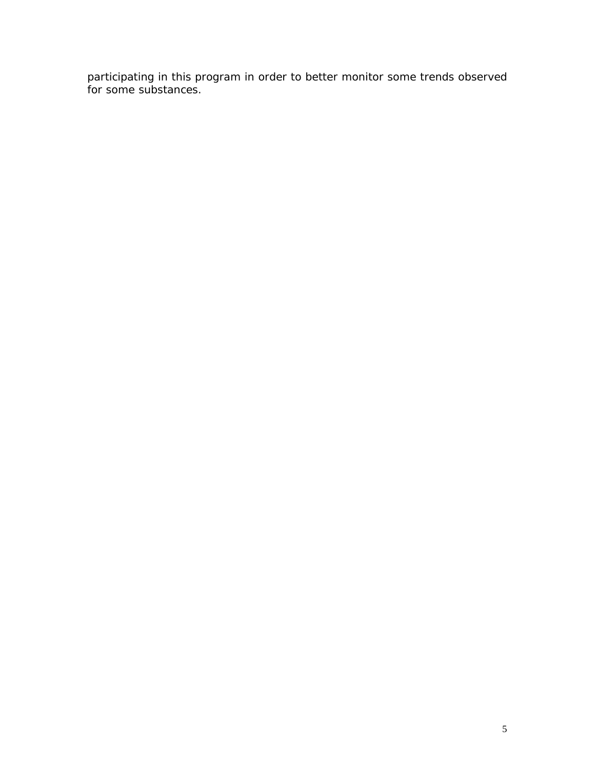participating in this program in order to better monitor some trends observed for some substances.